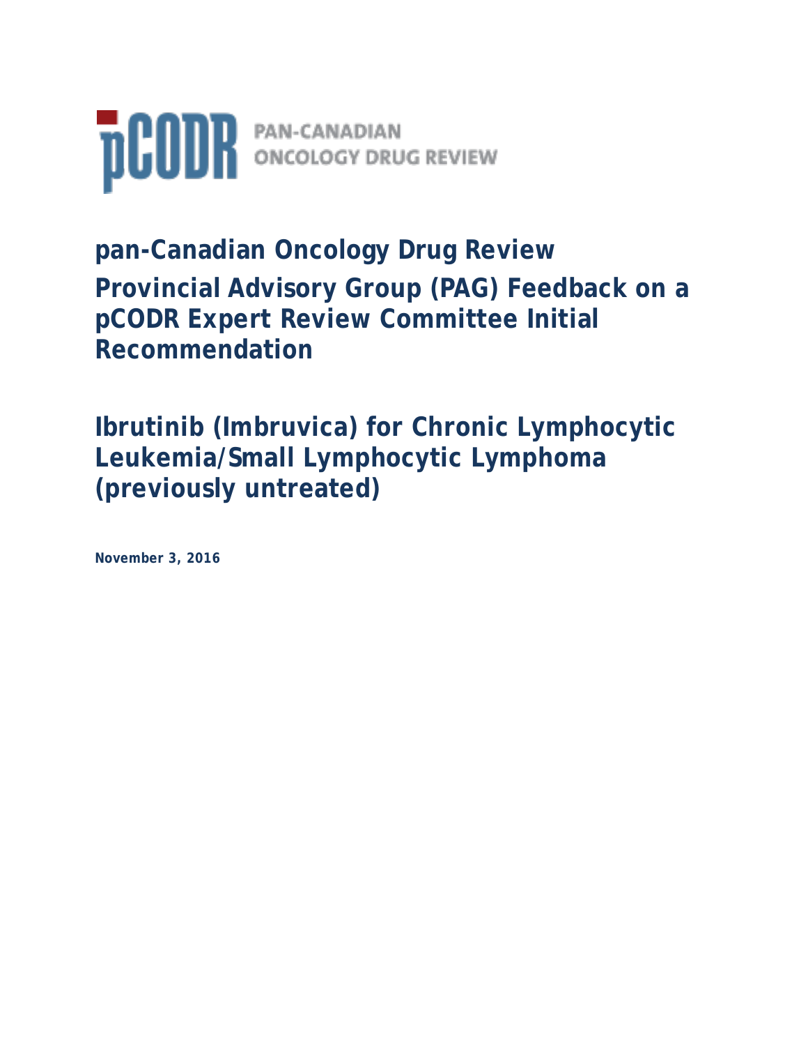pCODR PAN-CANADIAN ONCOLOGY DRUG REVIEW

# pan-Canadian Oncology Drug Review

# Provincial Advisory Group (PAG) Feedback on a pCODR Expert Review Committee Initial Recommendation

# Ibrutinib (Imbruvica) for Chronic Lymphocytic Leukemia/Small Lymphocytic Lymphoma (previously untreated)

**November 3, 2016**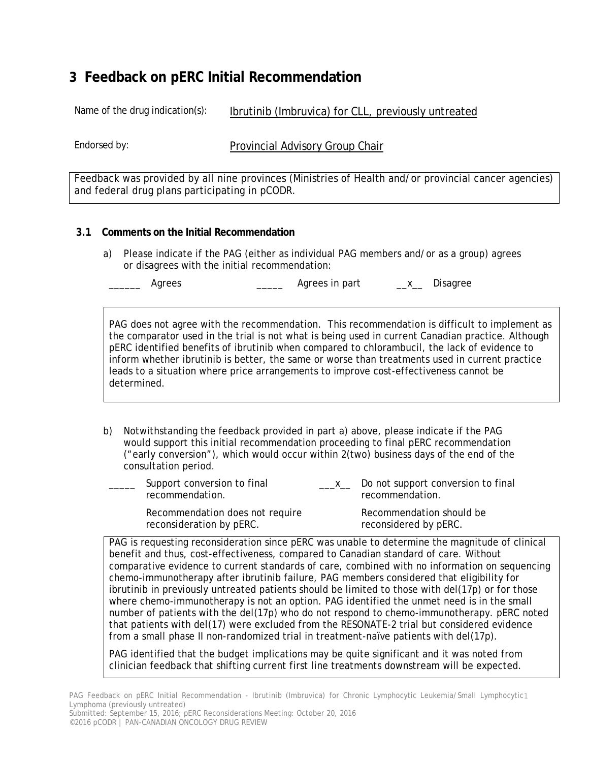# 3 Feedback on pERC Initial Recommendation

Name of the drug indication(s): Ibrutinib (Imbruvica) for CLL, previously untreated

Endorsed by: Provincial Advisory Group Chair

Feedback was provided by all nine provinces (Ministries of Health and/or provincial cancer agencies) and federal drug plans participating in pCODR.

## 3.1 Comments on the Initial Recommendation

a) Please indicate if the PAG (either as individual PAG members and/or as a group) agrees or disagrees with the initial recommendation:

______ Agrees     _____ Agrees in part     __x__ Disagree

PAG does not agree with the recommendation. This recommendation is difficult to implement as the comparator used in the trial is not what is being used in current Canadian practice. Although pERC identified benefits of ibrutinib when compared to chlorambucil, the lack of evidence to inform whether ibrutinib is better, the same or worse than treatments used in current practice leads to a situation where price arrangements to improve cost-effectiveness cannot be determined.

b) Notwithstanding the feedback provided in part a) above, please indicate if the PAG would support this initial recommendation proceeding to final pERC recommendation ("early conversion"), which would occur within 2(two) business days of the end of the consultation period.

_____ Support conversion to final recommendation.
Recommendation does not require reconsideration by pERC.

___x__ Do not support conversion to final recommendation.
Recommendation should be reconsidered by pERC.

PAG is requesting reconsideration since pERC was unable to determine the magnitude of clinical benefit and thus, cost-effectiveness, compared to Canadian standard of care. Without comparative evidence to current standards of care, combined with no information on sequencing chemo-immunotherapy after ibrutinib failure, PAG members considered that eligibility for ibrutinib in previously untreated patients should be limited to those with del(17p) or for those where chemo-immunotherapy is not an option. PAG identified the unmet need is in the small number of patients with the del(17p) who do not respond to chemo-immunotherapy. pERC noted that patients with del(17) were excluded from the RESONATE-2 trial but considered evidence from a small phase II non-randomized trial in treatment-naïve patients with del(17p).

PAG identified that the budget implications may be quite significant and it was noted from clinician feedback that shifting current first line treatments downstream will be expected.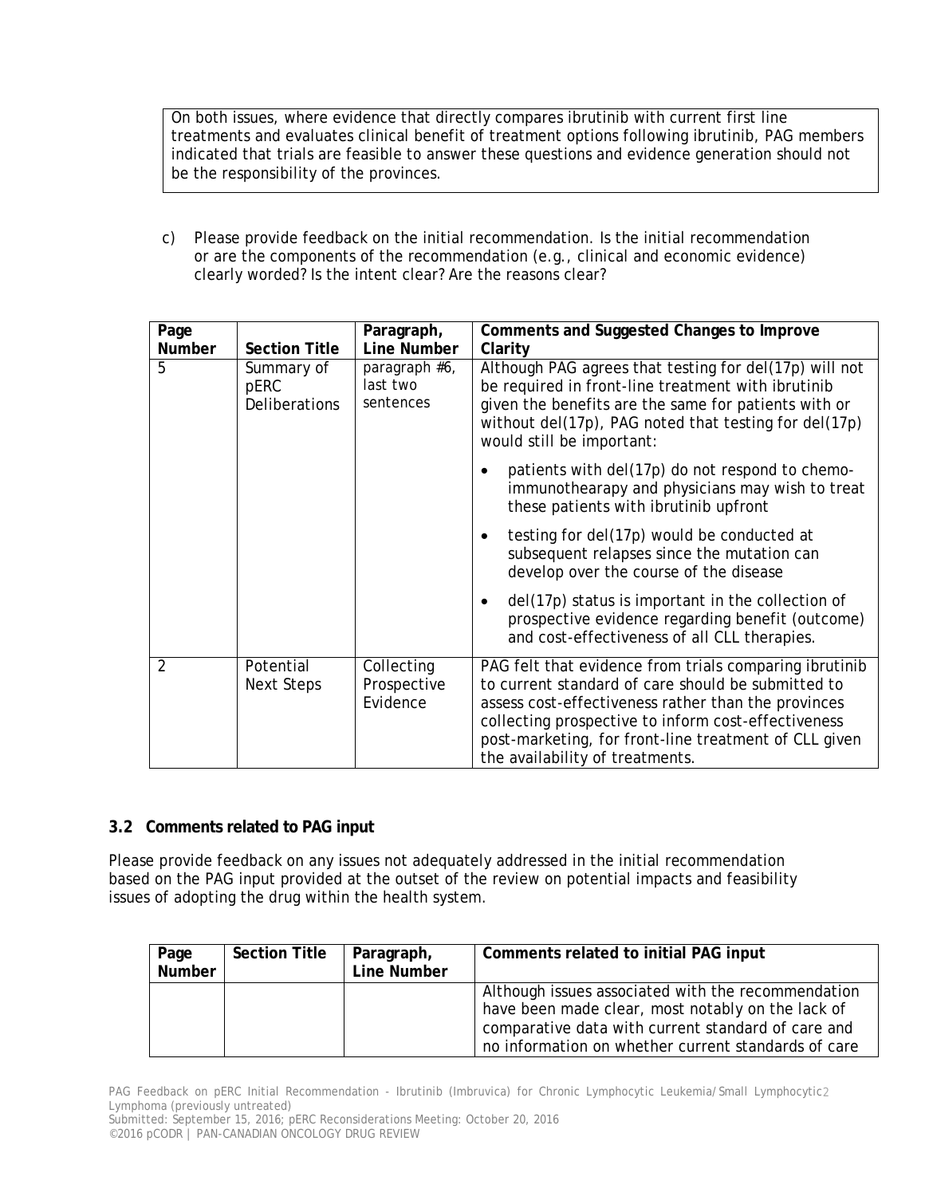| On both issues, where evidence that directly compares ibrutinib with current first line treatments and evaluates clinical benefit of treatment options following ibrutinib, PAG members indicated that trials are feasible to answer these questions and evidence generation should not be the responsibility of the provinces. |
|---|

c) Please provide feedback on the initial recommendation. Is the initial recommendation or are the components of the recommendation (e.g., clinical and economic evidence) clearly worded? Is the intent clear? Are the reasons clear?

| Page Number | Section Title | Paragraph, Line Number | Comments and Suggested Changes to Improve Clarity |
|---|---|---|---|
| 5 | Summary of pERC Deliberations | paragraph #6, last two sentences | Although PAG agrees that testing for del(17p) will not be required in front-line treatment with ibrutinib given the benefits are the same for patients with or without del(17p), PAG noted that testing for del(17p) would still be important:<br>• patients with del(17p) do not respond to chemo-immunothearapy and physicians may wish to treat these patients with ibrutinib upfront<br>• testing for del(17p) would be conducted at subsequent relapses since the mutation can develop over the course of the disease<br>• del(17p) status is important in the collection of prospective evidence regarding benefit (outcome) and cost-effectiveness of all CLL therapies. |
| 2 | Potential Next Steps | Collecting Prospective Evidence | PAG felt that evidence from trials comparing ibrutinib to current standard of care should be submitted to assess cost-effectiveness rather than the provinces collecting prospective to inform cost-effectiveness post-marketing, for front-line treatment of CLL given the availability of treatments. |

### 3.2 Comments related to PAG input

Please provide feedback on any issues not adequately addressed in the initial recommendation based on the PAG input provided at the outset of the review on potential impacts and feasibility issues of adopting the drug within the health system.

| Page Number | Section Title | Paragraph, Line Number | Comments related to initial PAG input |
|---|---|---|---|
| | | | Although issues associated with the recommendation have been made clear, most notably on the lack of comparative data with current standard of care and no information on whether current standards of care |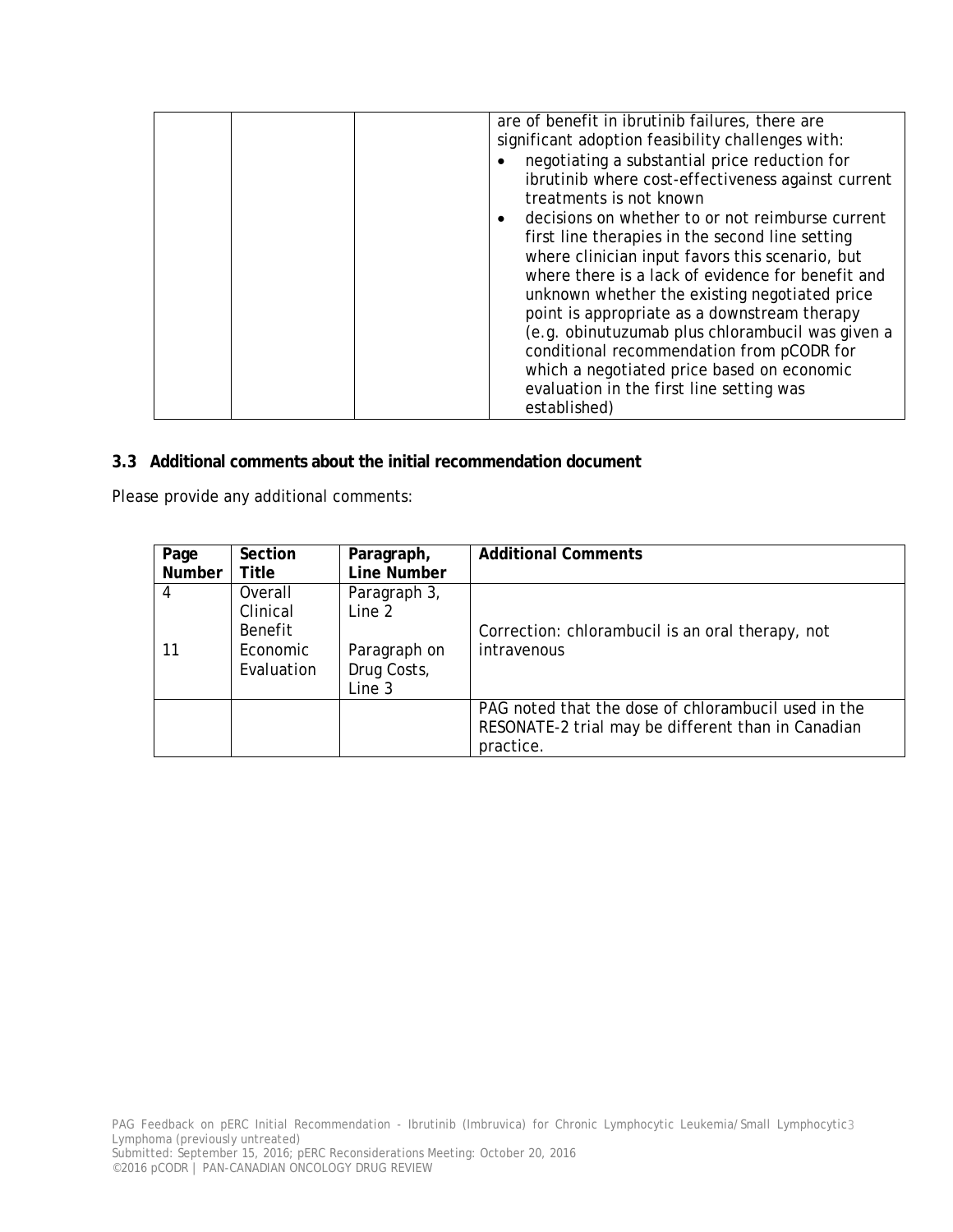| | | | are of benefit in ibrutinib failures, there are significant adoption feasibility challenges with:<br>• negotiating a substantial price reduction for ibrutinib where cost-effectiveness against current treatments is not known<br>• decisions on whether to or not reimburse current first line therapies in the second line setting where clinician input favors this scenario, but where there is a lack of evidence for benefit and unknown whether the existing negotiated price point is appropriate as a downstream therapy (e.g. obinutuzumab plus chlorambucil was given a conditional recommendation from pCODR for which a negotiated price based on economic evaluation in the first line setting was established) |
|---|---|---|---|

### 3.3 Additional comments about the initial recommendation document

Please provide any additional comments:

| Page Number | Section Title | Paragraph, Line Number | Additional Comments |
|---|---|---|---|
| 4<br><br>11 | Overall Clinical Benefit<br>Economic Evaluation | Paragraph 3, Line 2<br><br>Paragraph on Drug Costs, Line 3 | Correction: chlorambucil is an oral therapy, not intravenous |
| | | | PAG noted that the dose of chlorambucil used in the RESONATE-2 trial may be different than in Canadian practice. |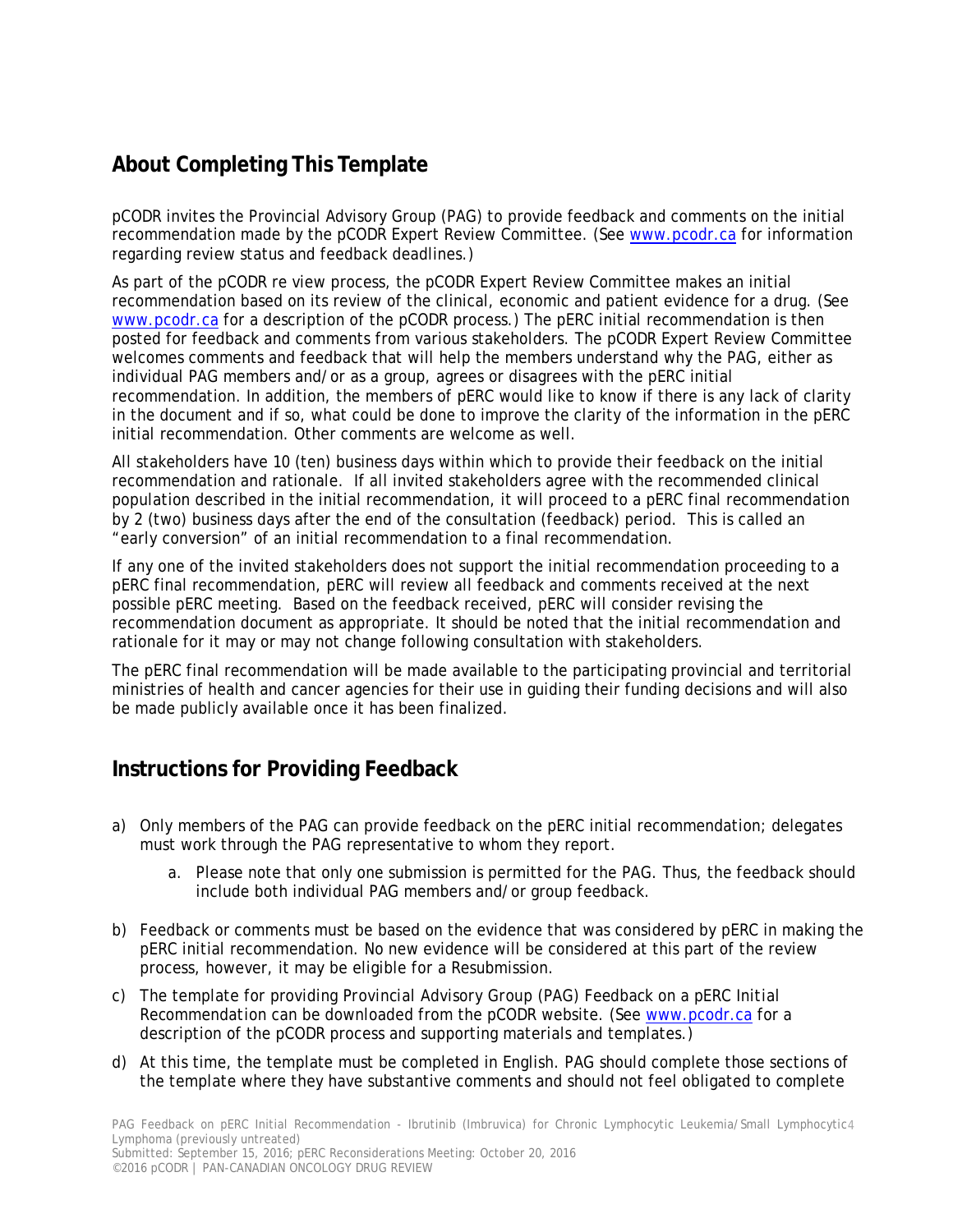## About Completing This Template

pCODR invites the Provincial Advisory Group (PAG) to provide feedback and comments on the initial recommendation made by the pCODR Expert Review Committee. (See [www.pcodr.ca](www.pcodr.ca) for information regarding review status and feedback deadlines.)

As part of the pCODR re view process, the pCODR Expert Review Committee makes an initial recommendation based on its review of the clinical, economic and patient evidence for a drug. (See [www.pcodr.ca](www.pcodr.ca) for a description of the pCODR process.) The pERC initial recommendation is then posted for feedback and comments from various stakeholders. The pCODR Expert Review Committee welcomes comments and feedback that will help the members understand why the PAG, either as individual PAG members and/or as a group, agrees or disagrees with the pERC initial recommendation. In addition, the members of pERC would like to know if there is any lack of clarity in the document and if so, what could be done to improve the clarity of the information in the pERC initial recommendation. Other comments are welcome as well.

All stakeholders have 10 (ten) business days within which to provide their feedback on the initial recommendation and rationale. If all invited stakeholders agree with the recommended clinical population described in the initial recommendation, it will proceed to a pERC final recommendation by 2 (two) business days after the end of the consultation (feedback) period. This is called an "early conversion" of an initial recommendation to a final recommendation.

If any one of the invited stakeholders does not support the initial recommendation proceeding to a pERC final recommendation, pERC will review all feedback and comments received at the next possible pERC meeting. Based on the feedback received, pERC will consider revising the recommendation document as appropriate. It should be noted that the initial recommendation and rationale for it may or may not change following consultation with stakeholders.

The pERC final recommendation will be made available to the participating provincial and territorial ministries of health and cancer agencies for their use in guiding their funding decisions and will also be made publicly available once it has been finalized.

## Instructions for Providing Feedback

a) Only members of the PAG can provide feedback on the pERC initial recommendation; delegates must work through the PAG representative to whom they report.
    a. Please note that only one submission is permitted for the PAG. Thus, the feedback should include both individual PAG members and/or group feedback.
b) Feedback or comments must be based on the evidence that was considered by pERC in making the pERC initial recommendation. No new evidence will be considered at this part of the review process, however, it may be eligible for a Resubmission.
c) The template for providing Provincial Advisory Group (PAG) Feedback on a pERC Initial Recommendation can be downloaded from the pCODR website. (See [www.pcodr.ca](www.pcodr.ca) for a description of the pCODR process and supporting materials and templates.)
d) At this time, the template must be completed in English. PAG should complete those sections of the template where they have substantive comments and should not feel obligated to complete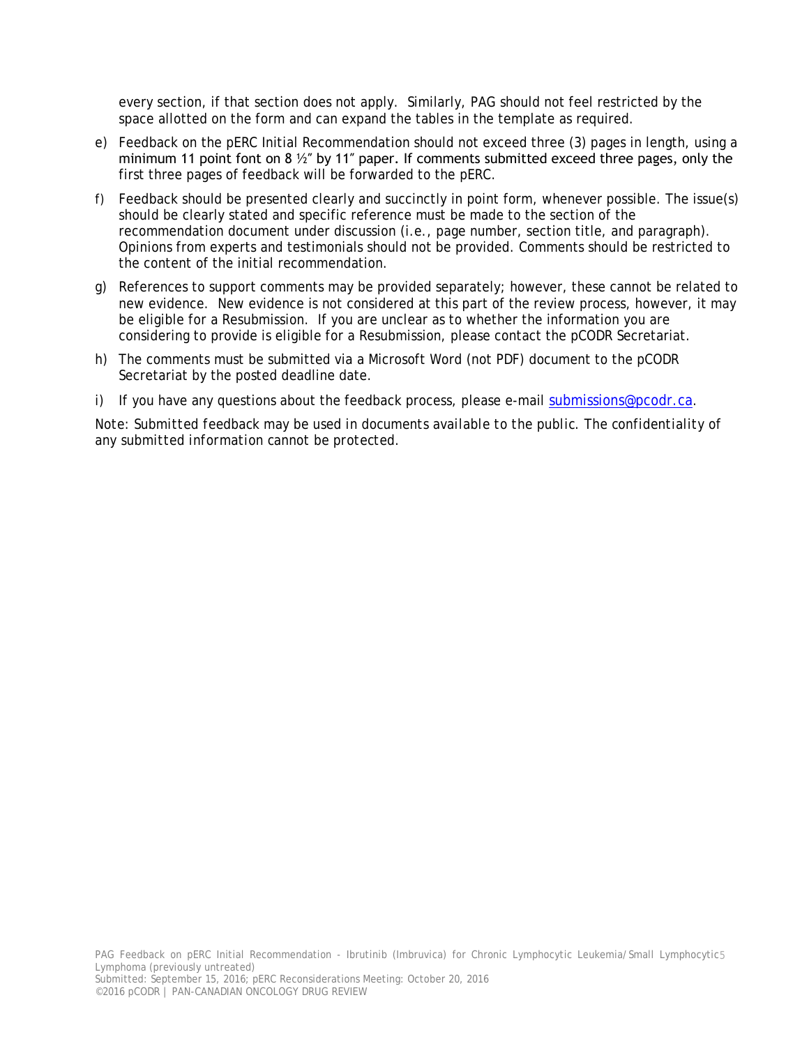every section, if that section does not apply. Similarly, PAG should not feel restricted by the space allotted on the form and can expand the tables in the template as required.

e) Feedback on the pERC Initial Recommendation should not exceed three (3) pages in length, using a minimum 11 point font on 8 ½″ by 11″ paper. If comments submitted exceed three pages, only the first three pages of feedback will be forwarded to the pERC.

f) Feedback should be presented clearly and succinctly in point form, whenever possible. The issue(s) should be clearly stated and specific reference must be made to the section of the recommendation document under discussion (i.e., page number, section title, and paragraph). Opinions from experts and testimonials should not be provided. Comments should be restricted to the content of the initial recommendation.

g) References to support comments may be provided separately; however, these cannot be related to new evidence. New evidence is not considered at this part of the review process, however, it may be eligible for a Resubmission. If you are unclear as to whether the information you are considering to provide is eligible for a Resubmission, please contact the pCODR Secretariat.

h) The comments must be submitted via a Microsoft Word (not PDF) document to the pCODR Secretariat by the posted deadline date.

i) If you have any questions about the feedback process, please e-mail submissions@pcodr.ca.

*Note: Submitted feedback may be used in documents available to the public. The confidentiality of any submitted information cannot be protected.*